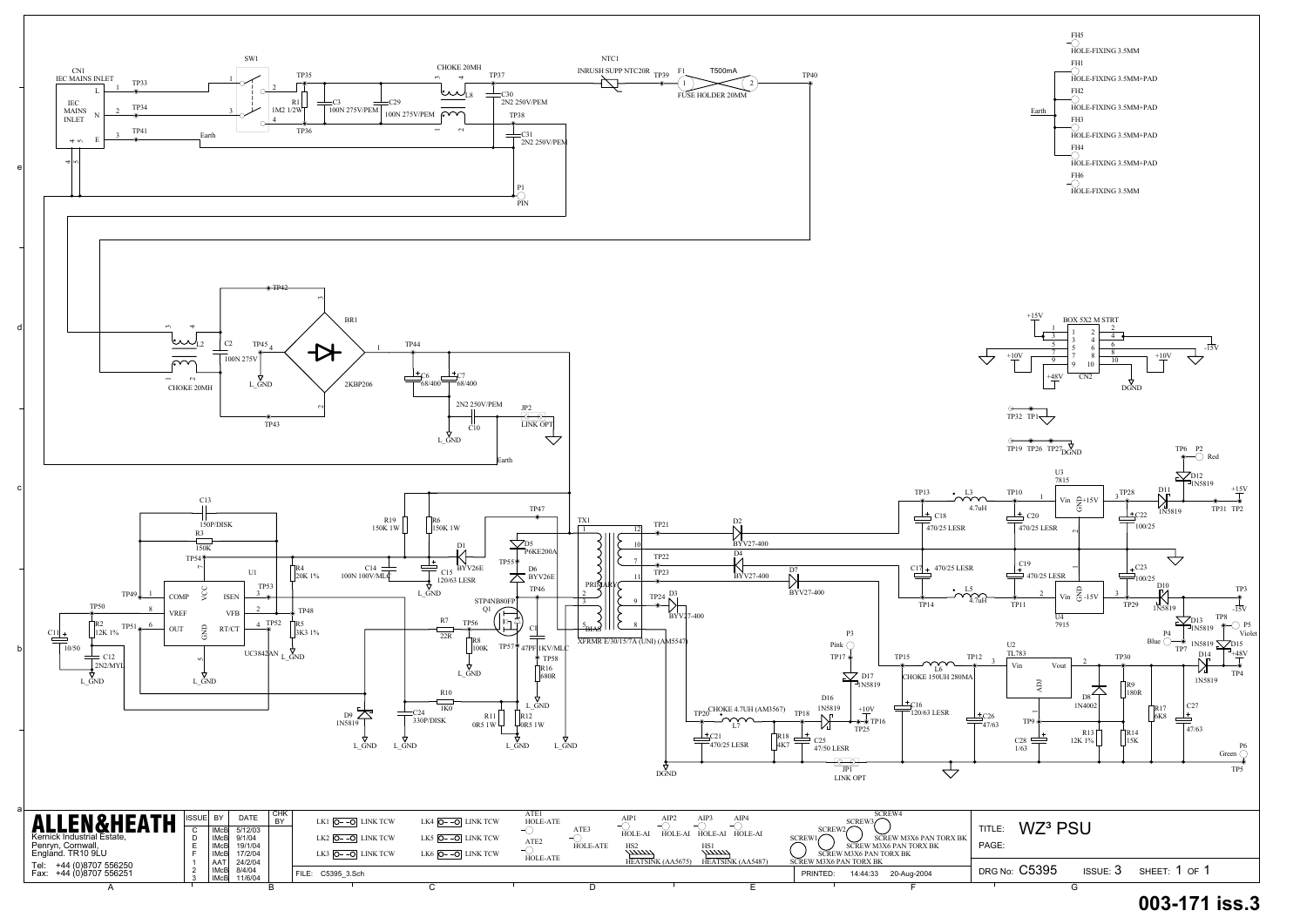# WZ³ PSU

**ALLEN&HEATH**

Kernick Industrial Estate,
Penryn, Cornwall,
England. TR10 9LU

Tel: +44 (0)8707 556250
Fax: +44 (0)8707 556251

| ISSUE | BY | DATE | CHK BY |
|---|---|---|---|
| C | IMcB | 5/12/03 | |
| D | IMcB | 9/1/04 | |
| E | IMcB | 19/1/04 | |
| F | IMcB | 17/2/04 | |
| 1 | AAT | 24/2/04 | |
| 2 | IMcB | 8/4/04 | |
| 3 | IMcB | 11/6/04 | |

FILE: C5395_3.Sch

PRINTED: 14:44:33 20-Aug-2004

TITLE: WZ³ PSU

PAGE:

DRG No: C5395 ISSUE: 3 SHEET: 1 OF 1

**003-171 iss.3**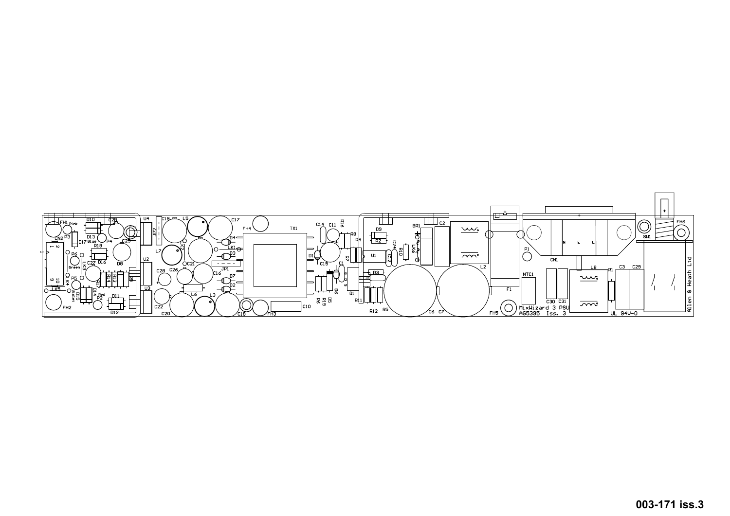MixWizard 3 PSU
AG5395 Iss. 3

UL 94V-0

Allen & Heath Ltd

003-171 iss.3